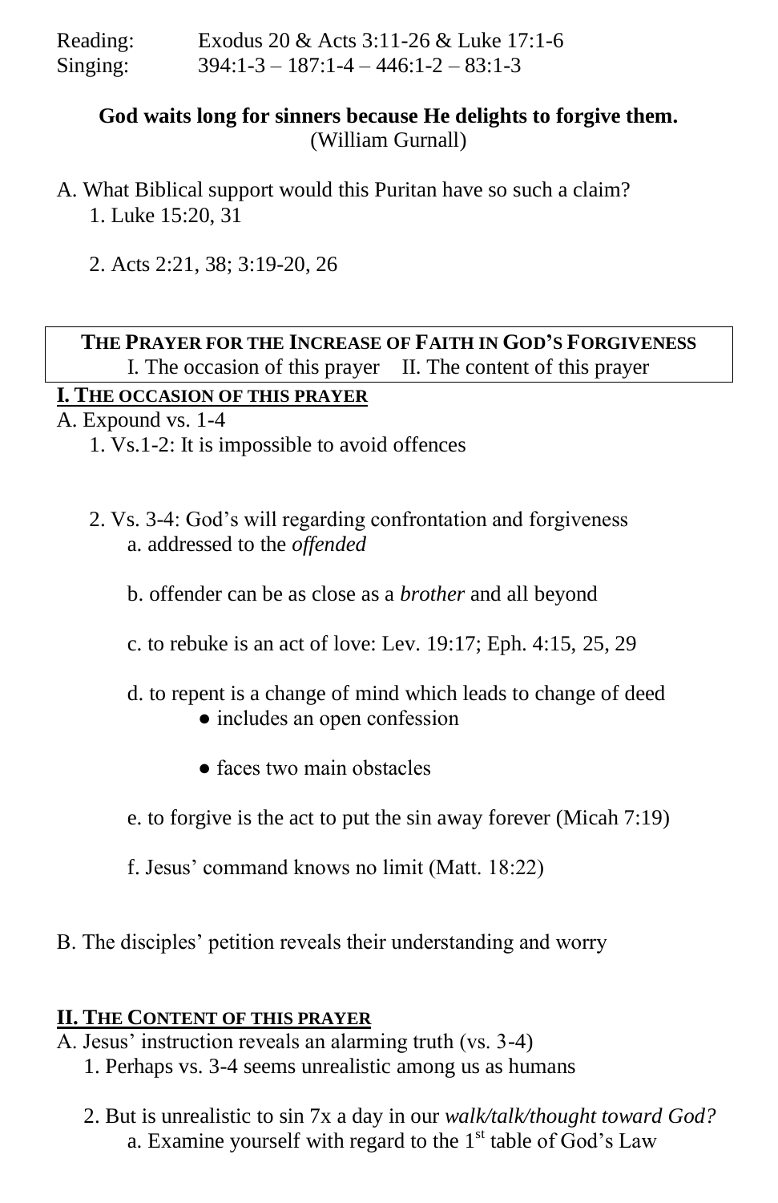Reading: Exodus 20 & Acts 3:11-26 & Luke 17:1-6
Singing: 394:1-3 – 187:1-4 – 446:1-2 – 83:1-3

**God waits long for sinners because He delights to forgive them.**
(William Gurnall)

A. What Biblical support would this Puritan have so such a claim?
   1. Luke 15:20, 31

   2. Acts 2:21, 38; 3:19-20, 26

**THE PRAYER FOR THE INCREASE OF FAITH IN GOD'S FORGIVENESS**
I. The occasion of this prayer    II. The content of this prayer

## I. THE OCCASION OF THIS PRAYER

A. Expound vs. 1-4
   1. Vs.1-2: It is impossible to avoid offences

   2. Vs. 3-4: God's will regarding confrontation and forgiveness
      a. addressed to the *offended*

      b. offender can be as close as a *brother* and all beyond

      c. to rebuke is an act of love: Lev. 19:17; Eph. 4:15, 25, 29

      d. to repent is a change of mind which leads to change of deed
         - includes an open confession

         - faces two main obstacles

      e. to forgive is the act to put the sin away forever (Micah 7:19)

      f. Jesus' command knows no limit (Matt. 18:22)

B. The disciples' petition reveals their understanding and worry

## II. THE CONTENT OF THIS PRAYER

A. Jesus' instruction reveals an alarming truth (vs. 3-4)
   1. Perhaps vs. 3-4 seems unrealistic among us as humans

   2. But is unrealistic to sin 7x a day in our *walk/talk/thought toward God?*
      a. Examine yourself with regard to the 1st table of God's Law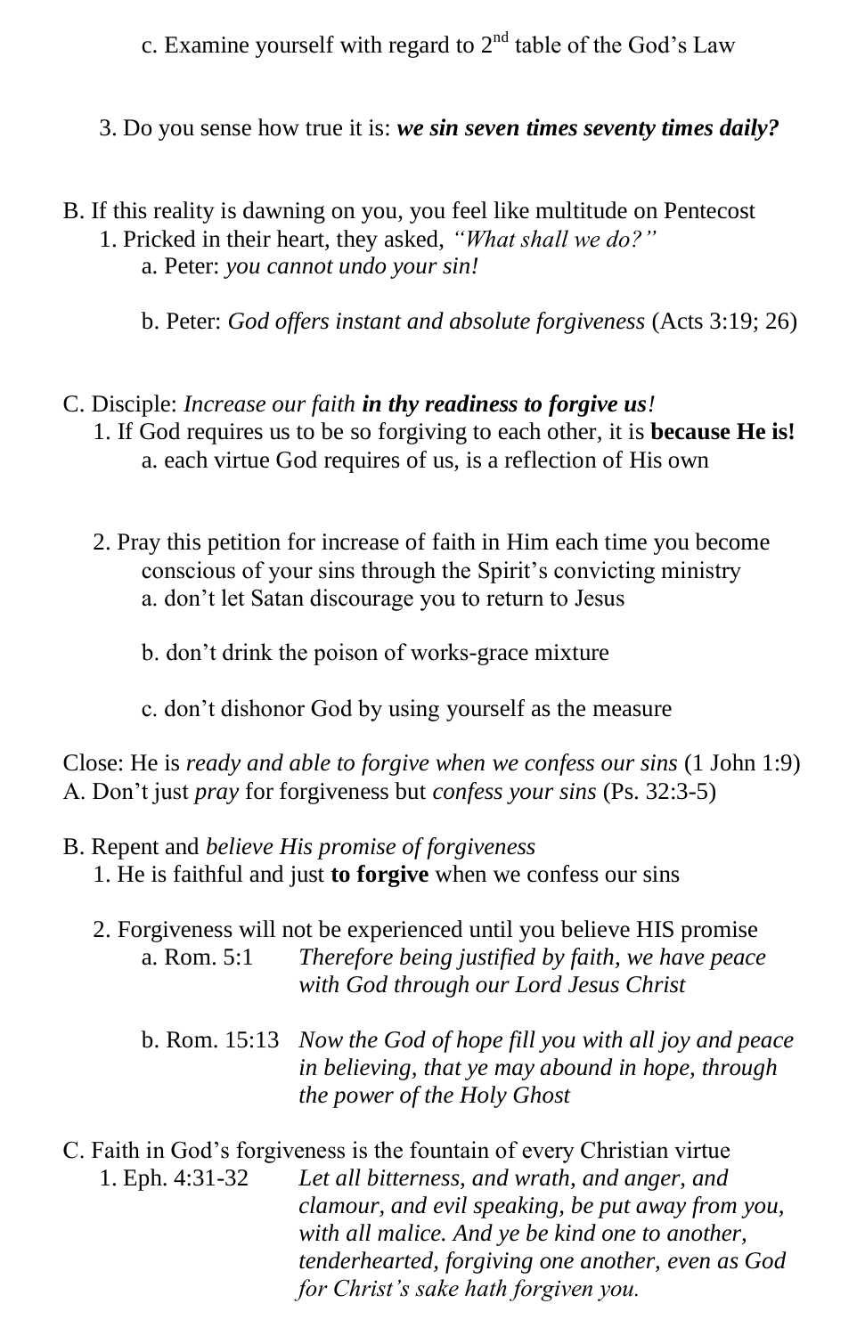c. Examine yourself with regard to 2nd table of the God's Law

3. Do you sense how true it is: ***we sin seven times seventy times daily?***

B. If this reality is dawning on you, you feel like multitude on Pentecost

1. Pricked in their heart, they asked, *"What shall we do?"*

   a. Peter: *you cannot undo your sin!*

   b. Peter: *God offers instant and absolute forgiveness* (Acts 3:19; 26)

C. Disciple: *Increase our faith* ***in thy readiness to forgive us!***

1. If God requires us to be so forgiving to each other, it is **because He is!**

   a. each virtue God requires of us, is a reflection of His own

2. Pray this petition for increase of faith in Him each time you become conscious of your sins through the Spirit's convicting ministry

   a. don't let Satan discourage you to return to Jesus

   b. don't drink the poison of works-grace mixture

   c. don't dishonor God by using yourself as the measure

Close: He is *ready and able to forgive when we confess our sins* (1 John 1:9)

A. Don't just *pray* for forgiveness but *confess your sins* (Ps. 32:3-5)

B. Repent and *believe His promise of forgiveness*

1. He is faithful and just **to forgive** when we confess our sins

2. Forgiveness will not be experienced until you believe HIS promise

   a. Rom. 5:1 *Therefore being justified by faith, we have peace with God through our Lord Jesus Christ*

   b. Rom. 15:13 *Now the God of hope fill you with all joy and peace in believing, that ye may abound in hope, through the power of the Holy Ghost*

C. Faith in God's forgiveness is the fountain of every Christian virtue

1. Eph. 4:31-32 *Let all bitterness, and wrath, and anger, and clamour, and evil speaking, be put away from you, with all malice. And ye be kind one to another, tenderhearted, forgiving one another, even as God for Christ's sake hath forgiven you.*